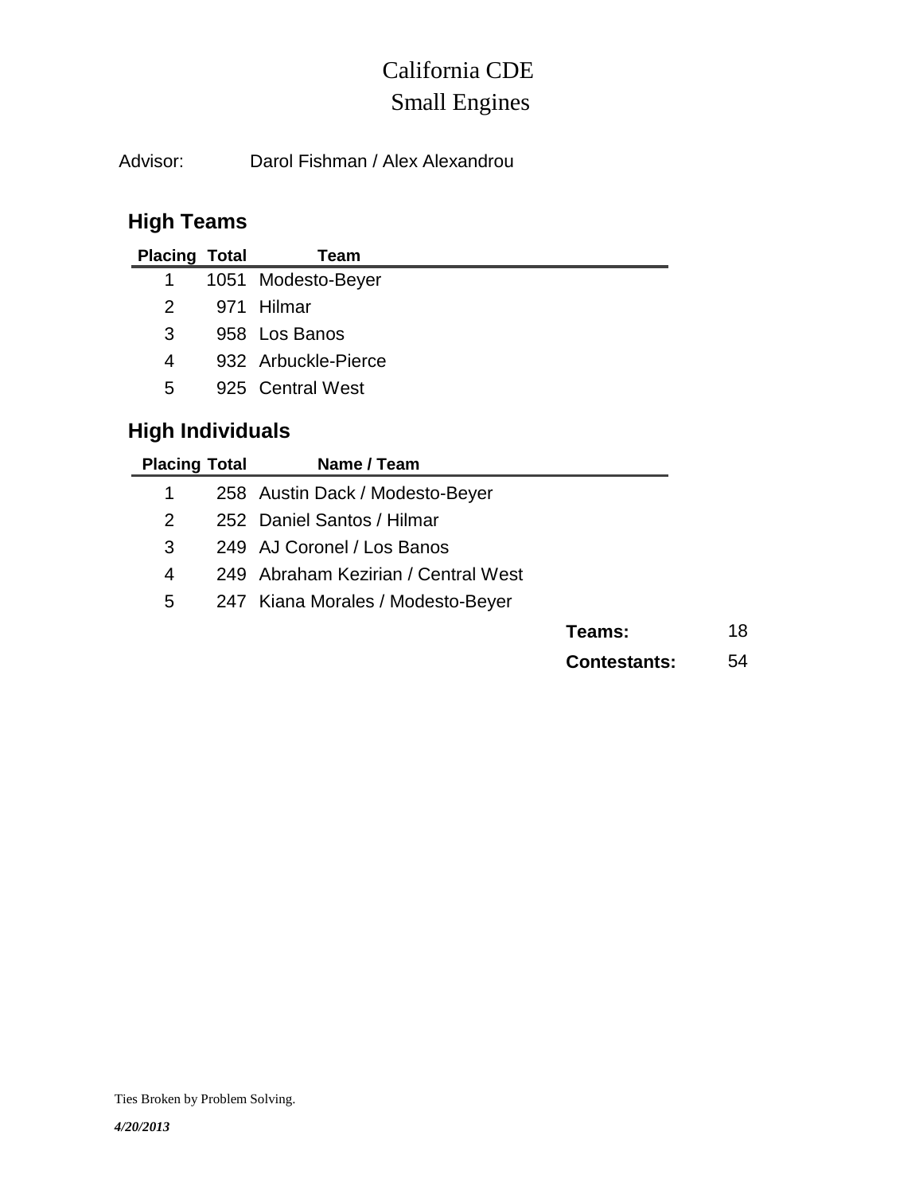# California CDE
## Small Engines

Advisor: Darol Fishman / Alex Alexandrou

### High Teams

| Placing | Total | Team |
|---|---|---|
| 1 | 1051 | Modesto-Beyer |
| 2 | 971 | Hilmar |
| 3 | 958 | Los Banos |
| 4 | 932 | Arbuckle-Pierce |
| 5 | 925 | Central West |

### High Individuals

| Placing | Total | Name / Team |
|---|---|---|
| 1 | 258 | Austin Dack / Modesto-Beyer |
| 2 | 252 | Daniel Santos / Hilmar |
| 3 | 249 | AJ Coronel / Los Banos |
| 4 | 249 | Abraham Kezirian / Central West |
| 5 | 247 | Kiana Morales / Modesto-Beyer |

**Teams:** 18

**Contestants:** 54

Ties Broken by Problem Solving.

*4/20/2013*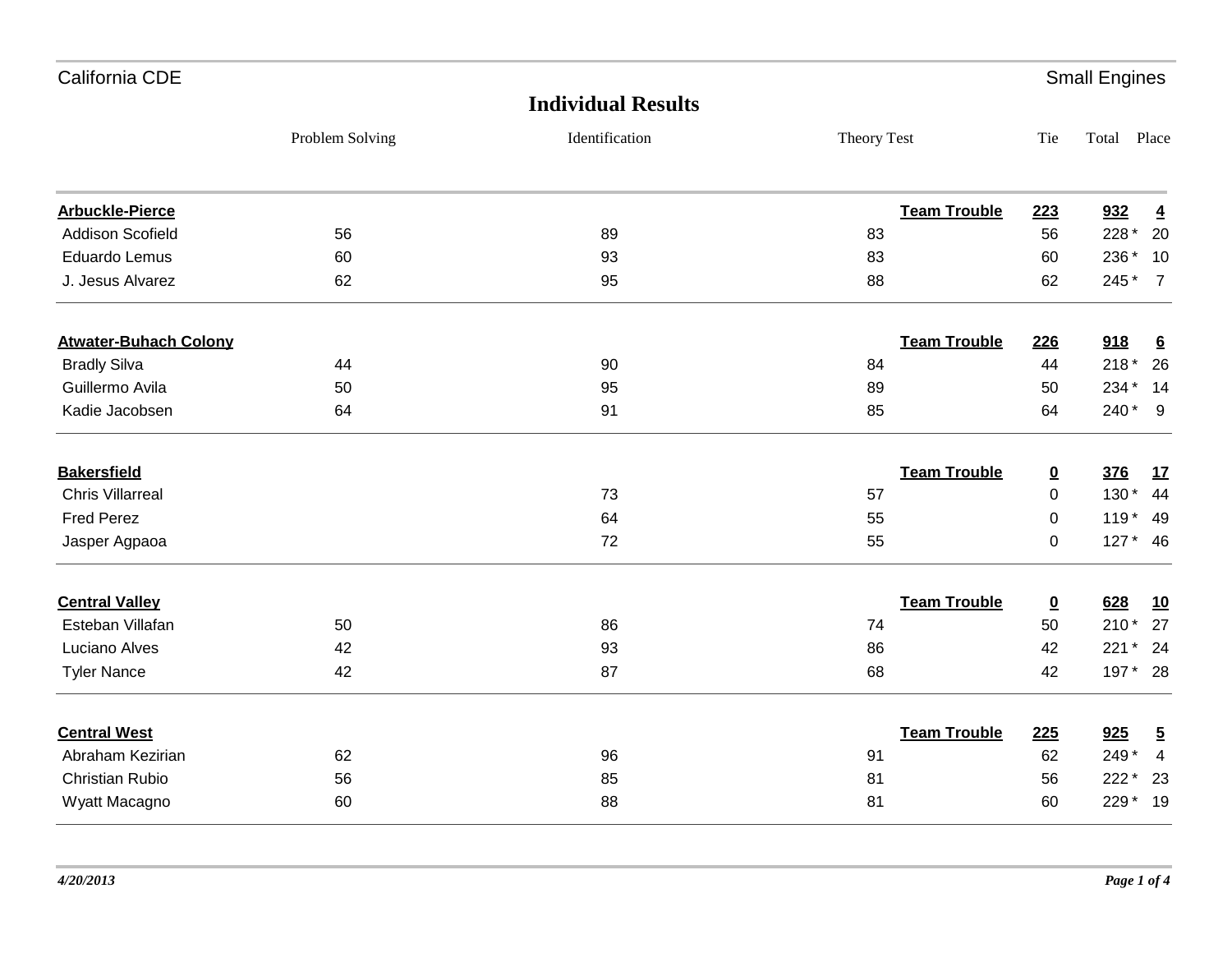California CDE — Small Engines

## Individual Results

| | Problem Solving | Identification | Theory Test | | Tie | Total | Place |
|---|---|---|---|---|---|---|---|
| **Arbuckle-Pierce** | | | | **Team Trouble** | **223** | **932** | **4** |
| Addison Scofield | 56 | 89 | 83 | | 56 | 228 * | 20 |
| Eduardo Lemus | 60 | 93 | 83 | | 60 | 236 * | 10 |
| J. Jesus Alvarez | 62 | 95 | 88 | | 62 | 245 * | 7 |
| **Atwater-Buhach Colony** | | | | **Team Trouble** | **226** | **918** | **6** |
| Bradly Silva | 44 | 90 | 84 | | 44 | 218 * | 26 |
| Guillermo Avila | 50 | 95 | 89 | | 50 | 234 * | 14 |
| Kadie Jacobsen | 64 | 91 | 85 | | 64 | 240 * | 9 |
| **Bakersfield** | | | | **Team Trouble** | **0** | **376** | **17** |
| Chris Villarreal | | 73 | 57 | | 0 | 130 * | 44 |
| Fred Perez | | 64 | 55 | | 0 | 119 * | 49 |
| Jasper Agpaoa | | 72 | 55 | | 0 | 127 * | 46 |
| **Central Valley** | | | | **Team Trouble** | **0** | **628** | **10** |
| Esteban Villafan | 50 | 86 | 74 | | 50 | 210 * | 27 |
| Luciano Alves | 42 | 93 | 86 | | 42 | 221 * | 24 |
| Tyler Nance | 42 | 87 | 68 | | 42 | 197 * | 28 |
| **Central West** | | | | **Team Trouble** | **225** | **925** | **5** |
| Abraham Kezirian | 62 | 96 | 91 | | 62 | 249 * | 4 |
| Christian Rubio | 56 | 85 | 81 | | 56 | 222 * | 23 |
| Wyatt Macagno | 60 | 88 | 81 | | 60 | 229 * | 19 |

*4/20/2013*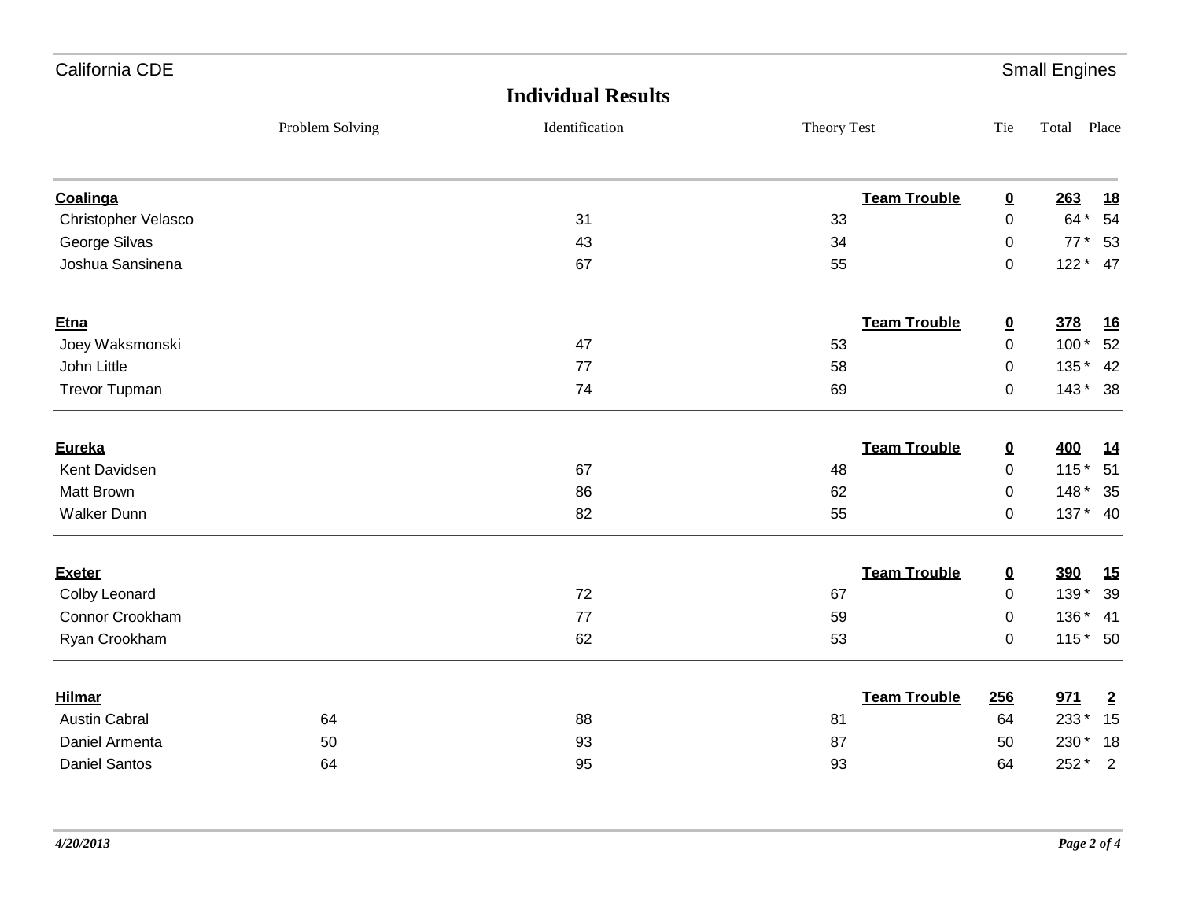## Individual Results

| | Problem Solving | Identification | Theory Test | | Tie | Total | Place |
|---|---|---|---|---|---|---|---|
| **Coalinga** | | | | **Team Trouble** | **0** | **263** | **18** |
| Christopher Velasco | | 31 | 33 | | 0 | 64 * | 54 |
| George Silvas | | 43 | 34 | | 0 | 77 * | 53 |
| Joshua Sansinena | | 67 | 55 | | 0 | 122 * | 47 |
| **Etna** | | | | **Team Trouble** | **0** | **378** | **16** |
| Joey Waksmonski | | 47 | 53 | | 0 | 100 * | 52 |
| John Little | | 77 | 58 | | 0 | 135 * | 42 |
| Trevor Tupman | | 74 | 69 | | 0 | 143 * | 38 |
| **Eureka** | | | | **Team Trouble** | **0** | **400** | **14** |
| Kent Davidsen | | 67 | 48 | | 0 | 115 * | 51 |
| Matt Brown | | 86 | 62 | | 0 | 148 * | 35 |
| Walker Dunn | | 82 | 55 | | 0 | 137 * | 40 |
| **Exeter** | | | | **Team Trouble** | **0** | **390** | **15** |
| Colby Leonard | | 72 | 67 | | 0 | 139 * | 39 |
| Connor Crookham | | 77 | 59 | | 0 | 136 * | 41 |
| Ryan Crookham | | 62 | 53 | | 0 | 115 * | 50 |
| **Hilmar** | | | | **Team Trouble** | **256** | **971** | **2** |
| Austin Cabral | 64 | 88 | 81 | | 64 | 233 * | 15 |
| Daniel Armenta | 50 | 93 | 87 | | 50 | 230 * | 18 |
| Daniel Santos | 64 | 95 | 93 | | 64 | 252 * | 2 |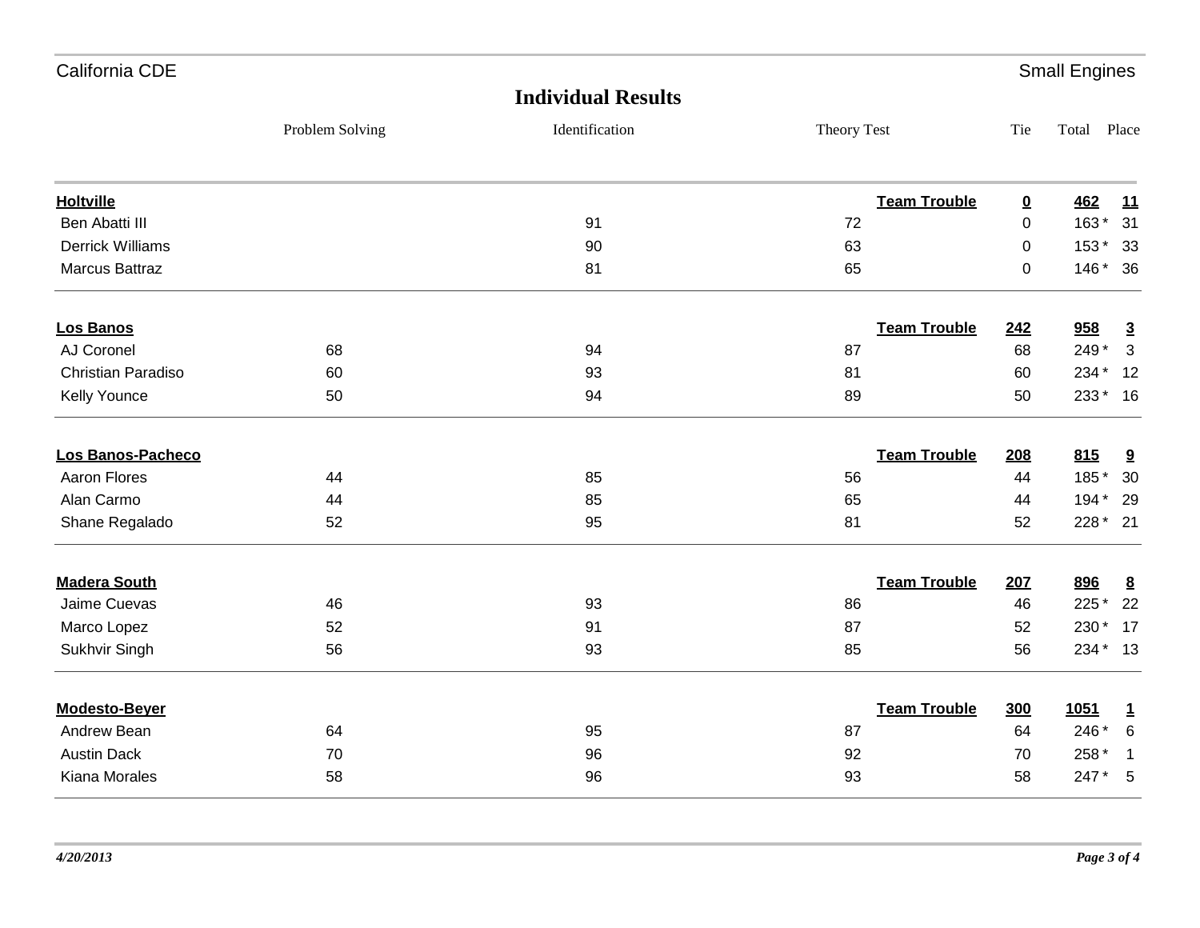## Individual Results

| | Problem Solving | Identification | Theory Test | | Tie | Total | Place |
|---|---|---|---|---|---|---|---|
| **Holtville** | | | | **Team Trouble** | **0** | **462** | **11** |
| Ben Abatti III | | 91 | 72 | | 0 | 163 * | 31 |
| Derrick Williams | | 90 | 63 | | 0 | 153 * | 33 |
| Marcus Battraz | | 81 | 65 | | 0 | 146 * | 36 |
| **Los Banos** | | | | **Team Trouble** | **242** | **958** | **3** |
| AJ Coronel | 68 | 94 | 87 | | 68 | 249 * | 3 |
| Christian Paradiso | 60 | 93 | 81 | | 60 | 234 * | 12 |
| Kelly Younce | 50 | 94 | 89 | | 50 | 233 * | 16 |
| **Los Banos-Pacheco** | | | | **Team Trouble** | **208** | **815** | **9** |
| Aaron Flores | 44 | 85 | 56 | | 44 | 185 * | 30 |
| Alan Carmo | 44 | 85 | 65 | | 44 | 194 * | 29 |
| Shane Regalado | 52 | 95 | 81 | | 52 | 228 * | 21 |
| **Madera South** | | | | **Team Trouble** | **207** | **896** | **8** |
| Jaime Cuevas | 46 | 93 | 86 | | 46 | 225 * | 22 |
| Marco Lopez | 52 | 91 | 87 | | 52 | 230 * | 17 |
| Sukhvir Singh | 56 | 93 | 85 | | 56 | 234 * | 13 |
| **Modesto-Beyer** | | | | **Team Trouble** | **300** | **1051** | **1** |
| Andrew Bean | 64 | 95 | 87 | | 64 | 246 * | 6 |
| Austin Dack | 70 | 96 | 92 | | 70 | 258 * | 1 |
| Kiana Morales | 58 | 96 | 93 | | 58 | 247 * | 5 |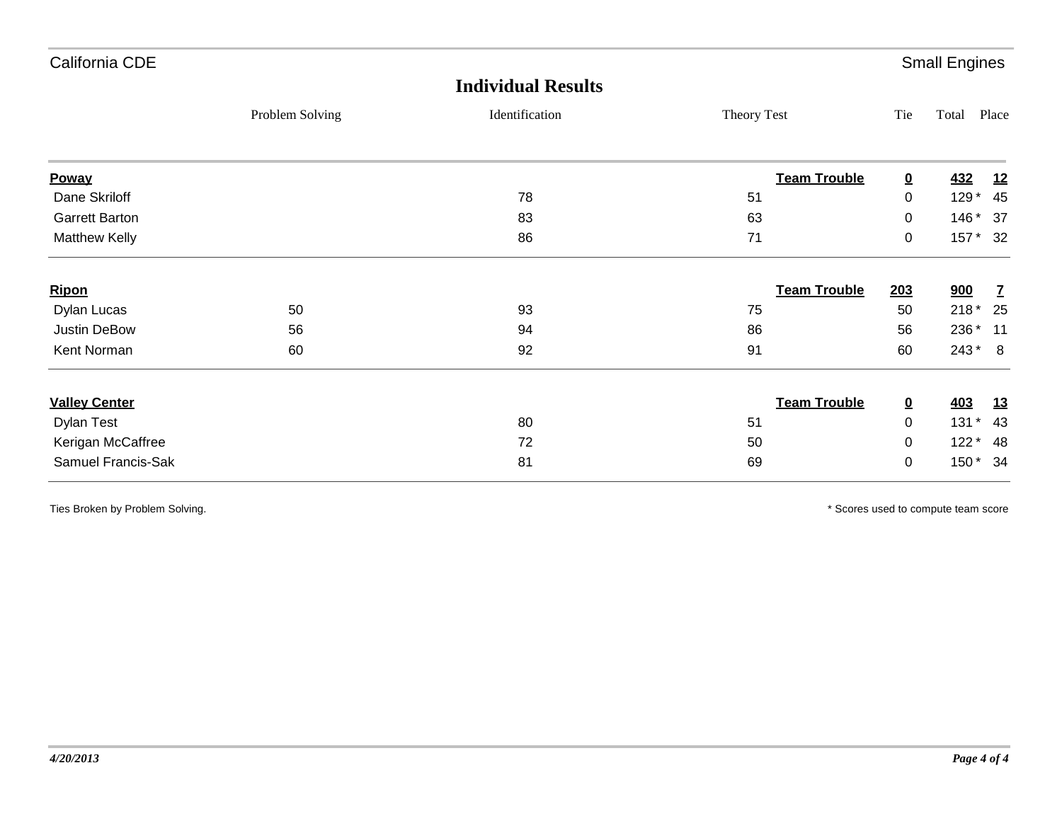California CDE — Small Engines

## Individual Results

| | Problem Solving | Identification | Theory Test | | Tie | Total | Place |
|---|---|---|---|---|---|---|---|
| **Poway** | | | | **Team Trouble** | **0** | **432** | **12** |
| Dane Skriloff | | 78 | 51 | | 0 | 129 * | 45 |
| Garrett Barton | | 83 | 63 | | 0 | 146 * | 37 |
| Matthew Kelly | | 86 | 71 | | 0 | 157 * | 32 |
| **Ripon** | | | | **Team Trouble** | **203** | **900** | **7** |
| Dylan Lucas | 50 | 93 | 75 | | 50 | 218 * | 25 |
| Justin DeBow | 56 | 94 | 86 | | 56 | 236 * | 11 |
| Kent Norman | 60 | 92 | 91 | | 60 | 243 * | 8 |
| **Valley Center** | | | | **Team Trouble** | **0** | **403** | **13** |
| Dylan Test | | 80 | 51 | | 0 | 131 * | 43 |
| Kerigan McCaffree | | 72 | 50 | | 0 | 122 * | 48 |
| Samuel Francis-Sak | | 81 | 69 | | 0 | 150 * | 34 |

Ties Broken by Problem Solving.

* Scores used to compute team score

*4/20/2013*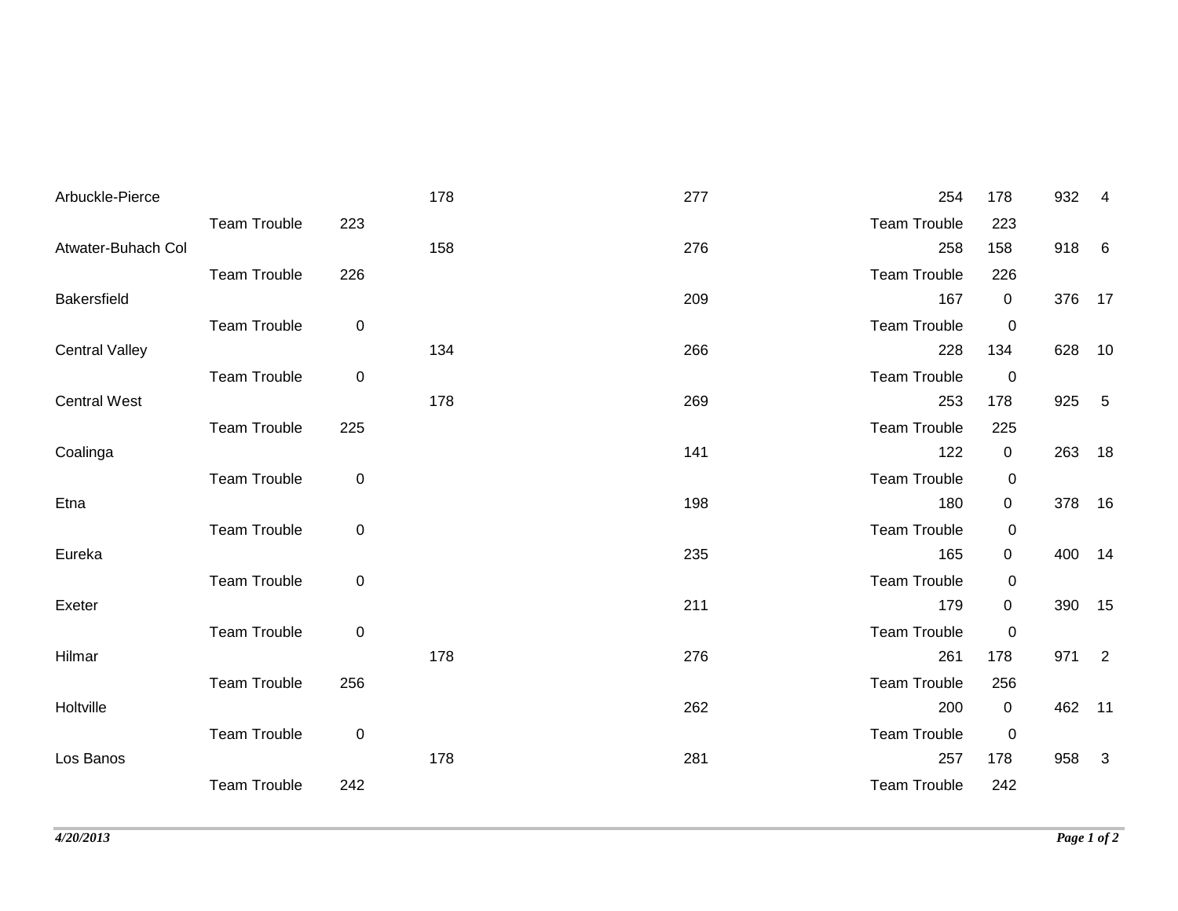| | | | | | | | | | |
|---|---|---|---|---|---|---|---|---|---|
| Arbuckle-Pierce | | | 178 | 277 | | 254 | 178 | 932 | 4 |
| | Team Trouble | 223 | | | Team Trouble | 223 | | | |
| Atwater-Buhach Col | | | 158 | 276 | | 258 | 158 | 918 | 6 |
| | Team Trouble | 226 | | | Team Trouble | 226 | | | |
| Bakersfield | | | | 209 | | 167 | 0 | 376 | 17 |
| | Team Trouble | 0 | | | Team Trouble | 0 | | | |
| Central Valley | | | 134 | 266 | | 228 | 134 | 628 | 10 |
| | Team Trouble | 0 | | | Team Trouble | 0 | | | |
| Central West | | | 178 | 269 | | 253 | 178 | 925 | 5 |
| | Team Trouble | 225 | | | Team Trouble | 225 | | | |
| Coalinga | | | | 141 | | 122 | 0 | 263 | 18 |
| | Team Trouble | 0 | | | Team Trouble | 0 | | | |
| Etna | | | | 198 | | 180 | 0 | 378 | 16 |
| | Team Trouble | 0 | | | Team Trouble | 0 | | | |
| Eureka | | | | 235 | | 165 | 0 | 400 | 14 |
| | Team Trouble | 0 | | | Team Trouble | 0 | | | |
| Exeter | | | | 211 | | 179 | 0 | 390 | 15 |
| | Team Trouble | 0 | | | Team Trouble | 0 | | | |
| Hilmar | | | 178 | 276 | | 261 | 178 | 971 | 2 |
| | Team Trouble | 256 | | | Team Trouble | 256 | | | |
| Holtville | | | | 262 | | 200 | 0 | 462 | 11 |
| | Team Trouble | 0 | | | Team Trouble | 0 | | | |
| Los Banos | | | 178 | 281 | | 257 | 178 | 958 | 3 |
| | Team Trouble | 242 | | | Team Trouble | 242 | | | |

*4/20/2013*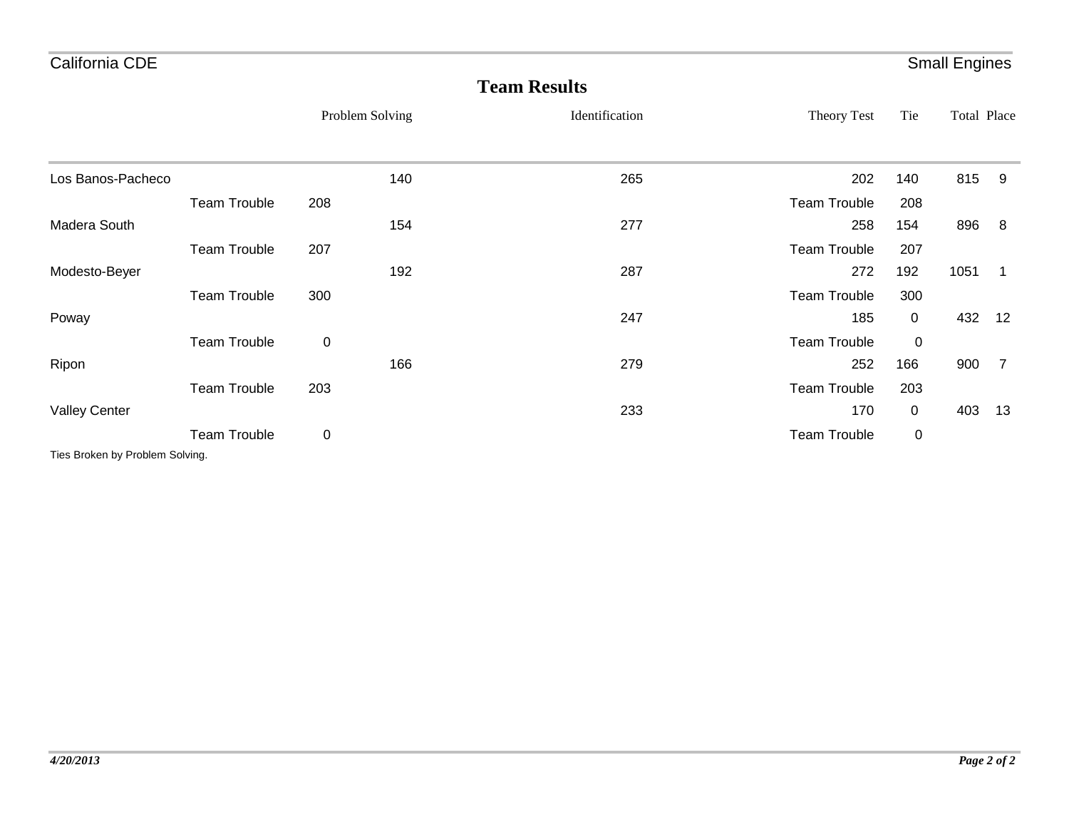California CDE

Small Engines

## Team Results

| | | | Problem Solving | Identification | Theory Test | Tie | Total | Place |
|---|---|---|---|---|---|---|---|---|
| Los Banos-Pacheco | | | 140 | 265 | 202 | 140 | 815 | 9 |
| | Team Trouble | 208 | | | Team Trouble | 208 | | |
| Madera South | | | 154 | 277 | 258 | 154 | 896 | 8 |
| | Team Trouble | 207 | | | Team Trouble | 207 | | |
| Modesto-Beyer | | | 192 | 287 | 272 | 192 | 1051 | 1 |
| | Team Trouble | 300 | | | Team Trouble | 300 | | |
| Poway | | | | 247 | 185 | 0 | 432 | 12 |
| | Team Trouble | 0 | | | Team Trouble | 0 | | |
| Ripon | | | 166 | 279 | 252 | 166 | 900 | 7 |
| | Team Trouble | 203 | | | Team Trouble | 203 | | |
| Valley Center | | | | 233 | 170 | 0 | 403 | 13 |
| | Team Trouble | 0 | | | Team Trouble | 0 | | |

Ties Broken by Problem Solving.

*4/20/2013*